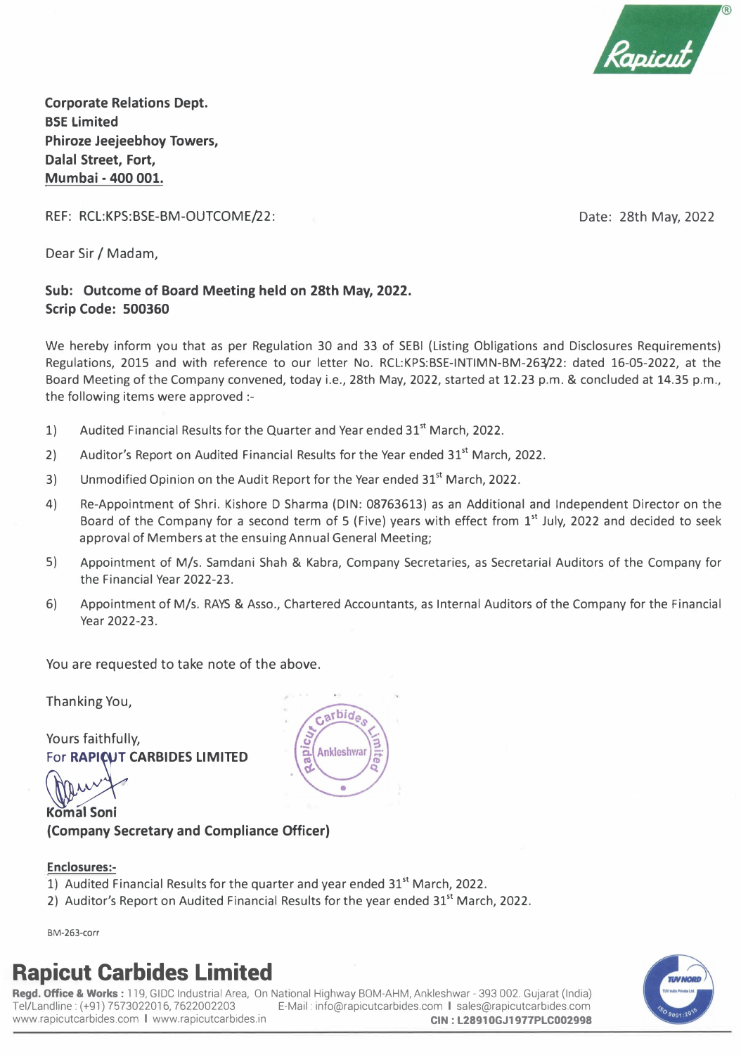**Corporate Relations Dept.**
**BSE Limited**
**Phiroze Jeejeebhoy Towers,**
**Dalal Street, Fort,**
**Mumbai - 400 001.**

REF: RCL:KPS:BSE-BM-OUTCOME/22:

Date: 28th May, 2022

Dear Sir / Madam,

**Sub: Outcome of Board Meeting held on 28th May, 2022.**
**Scrip Code: 500360**

We hereby inform you that as per Regulation 30 and 33 of SEBI (Listing Obligations and Disclosures Requirements) Regulations, 2015 and with reference to our letter No. RCL:KPS:BSE-INTIMN-BM-263/22: dated 16-05-2022, at the Board Meeting of the Company convened, today i.e., 28th May, 2022, started at 12.23 p.m. & concluded at 14.35 p.m., the following items were approved :-

1) Audited Financial Results for the Quarter and Year ended 31st March, 2022.
2) Auditor's Report on Audited Financial Results for the Year ended 31st March, 2022.
3) Unmodified Opinion on the Audit Report for the Year ended 31st March, 2022.
4) Re-Appointment of Shri. Kishore D Sharma (DIN: 08763613) as an Additional and Independent Director on the Board of the Company for a second term of 5 (Five) years with effect from 1st July, 2022 and decided to seek approval of Members at the ensuing Annual General Meeting;
5) Appointment of M/s. Samdani Shah & Kabra, Company Secretaries, as Secretarial Auditors of the Company for the Financial Year 2022-23.
6) Appointment of M/s. RAYS & Asso., Chartered Accountants, as Internal Auditors of the Company for the Financial Year 2022-23.

You are requested to take note of the above.

Thanking You,

Yours faithfully,
For **RAPICUT CARBIDES LIMITED**

**Komal Soni**
**(Company Secretary and Compliance Officer)**

**Enclosures:-**
1) Audited Financial Results for the quarter and year ended 31st March, 2022.
2) Auditor's Report on Audited Financial Results for the year ended 31st March, 2022.

BM-263-corr

**Rapicut Carbides Limited**
**Regd. Office & Works :** 119, GIDC Industrial Area, On National Highway BOM-AHM, Ankleshwar - 393 002. Gujarat (India)
Tel/Landline : (+91) 7573022016, 7622002203 E-Mail : info@rapicutcarbides.com | sales@rapicutcarbides.com
www.rapicutcarbides.com | www.rapicutcarbides.in **CIN : L28910GJ1977PLC002998**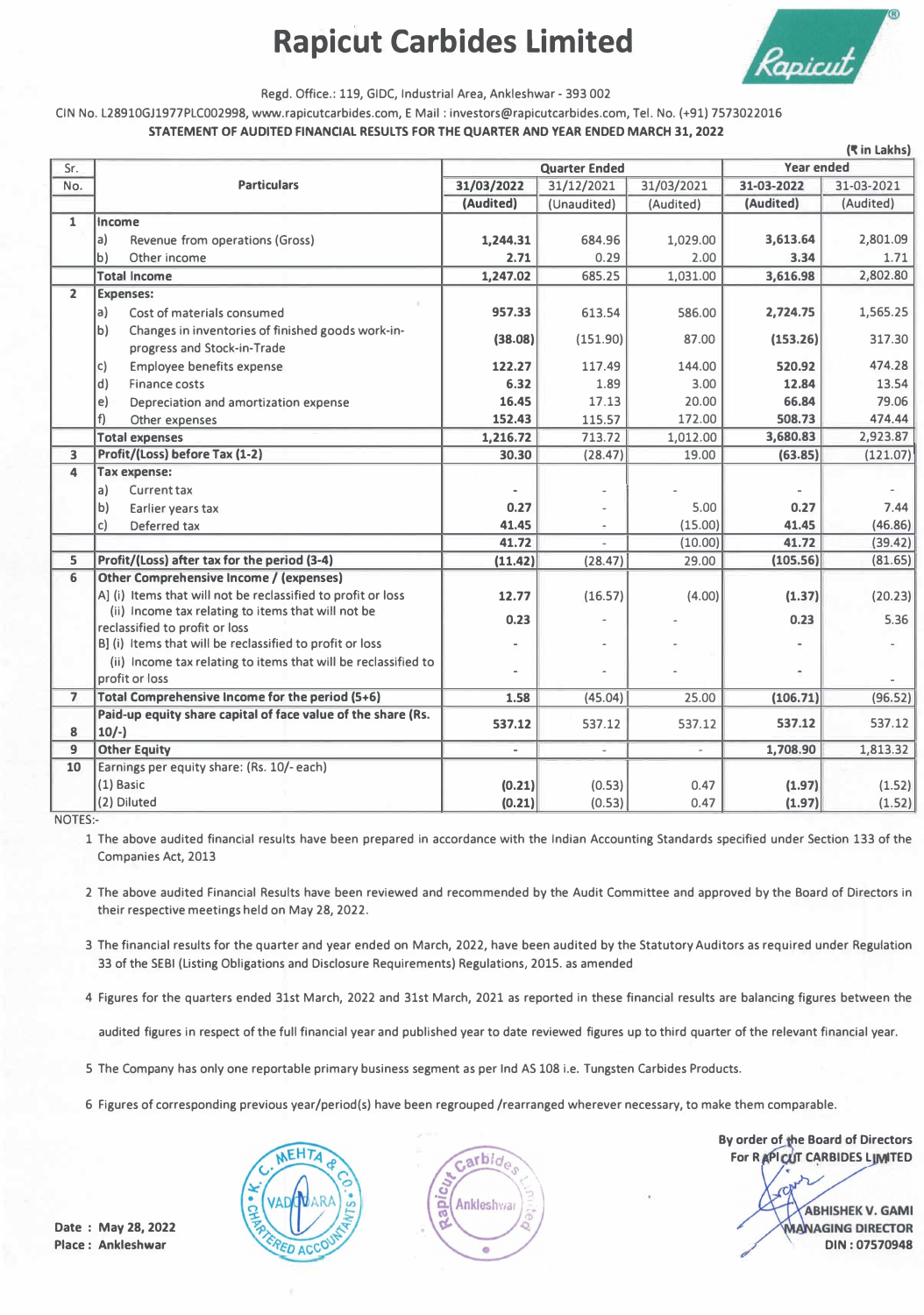# Rapicut Carbides Limited

Regd. Office.: 119, GIDC, Industrial Area, Ankleshwar - 393 002

CIN No. L28910GJ1977PLC002998, www.rapicutcarbides.com, E Mail : investors@rapicutcarbides.com, Tel. No. (+91) 7573022016

**STATEMENT OF AUDITED FINANCIAL RESULTS FOR THE QUARTER AND YEAR ENDED MARCH 31, 2022**

(₹ in Lakhs)

| Sr. No. | Particulars | Quarter Ended | | | Year ended | |
|---|---|---|---|---|---|---|
| | | **31/03/2022** | 31/12/2021 | 31/03/2021 | **31-03-2022** | 31-03-2021 |
| | | **(Audited)** | (Unaudited) | (Audited) | **(Audited)** | (Audited) |
| 1 | **Income** | | | | | |
| | a) Revenue from operations (Gross) | **1,244.31** | 684.96 | 1,029.00 | **3,613.64** | 2,801.09 |
| | b) Other income | **2.71** | 0.29 | 2.00 | **3.34** | 1.71 |
| | **Total Income** | **1,247.02** | 685.25 | 1,031.00 | **3,616.98** | 2,802.80 |
| 2 | **Expenses:** | | | | | |
| | a) Cost of materials consumed | **957.33** | 613.54 | 586.00 | **2,724.75** | 1,565.25 |
| | b) Changes in inventories of finished goods work-in-progress and Stock-in-Trade | **(38.08)** | (151.90) | 87.00 | **(153.26)** | 317.30 |
| | c) Employee benefits expense | **122.27** | 117.49 | 144.00 | **520.92** | 474.28 |
| | d) Finance costs | **6.32** | 1.89 | 3.00 | **12.84** | 13.54 |
| | e) Depreciation and amortization expense | **16.45** | 17.13 | 20.00 | **66.84** | 79.06 |
| | f) Other expenses | **152.43** | 115.57 | 172.00 | **508.73** | 474.44 |
| | **Total expenses** | **1,216.72** | 713.72 | 1,012.00 | **3,680.83** | 2,923.87 |
| 3 | **Profit/(Loss) before Tax (1-2)** | **30.30** | (28.47) | 19.00 | **(63.85)** | (121.07) |
| 4 | **Tax expense:** | | | | | |
| | a) Current tax | - | - | - | - | - |
| | b) Earlier years tax | **0.27** | - | 5.00 | **0.27** | 7.44 |
| | c) Deferred tax | **41.45** | - | (15.00) | **41.45** | (46.86) |
| | | **41.72** | - | (10.00) | **41.72** | (39.42) |
| 5 | **Profit/(Loss) after tax for the period (3-4)** | **(11.42)** | (28.47) | 29.00 | **(105.56)** | (81.65) |
| 6 | **Other Comprehensive Income / (expenses)** | | | | | |
| | A] (i) Items that will not be reclassified to profit or loss | **12.77** | (16.57) | (4.00) | **(1.37)** | (20.23) |
| | (ii) Income tax relating to items that will not be reclassified to profit or loss | **0.23** | - | - | **0.23** | 5.36 |
| | B] (i) Items that will be reclassified to profit or loss | - | - | - | - | - |
| | (ii) Income tax relating to items that will be reclassified to profit or loss | - | - | - | - | - |
| 7 | **Total Comprehensive Income for the period (5+6)** | **1.58** | (45.04) | 25.00 | **(106.71)** | (96.52) |
| 8 | **Paid-up equity share capital of face value of the share (Rs. 10/-)** | **537.12** | 537.12 | 537.12 | **537.12** | 537.12 |
| 9 | **Other Equity** | - | - | - | **1,708.90** | 1,813.32 |
| 10 | Earnings per equity share: (Rs. 10/- each) | | | | | |
| | (1) Basic | **(0.21)** | (0.53) | 0.47 | **(1.97)** | (1.52) |
| | (2) Diluted | **(0.21)** | (0.53) | 0.47 | **(1.97)** | (1.52) |

NOTES:-

1. The above audited financial results have been prepared in accordance with the Indian Accounting Standards specified under Section 133 of the Companies Act, 2013
2. The above audited Financial Results have been reviewed and recommended by the Audit Committee and approved by the Board of Directors in their respective meetings held on May 28, 2022.
3. The financial results for the quarter and year ended on March, 2022, have been audited by the Statutory Auditors as required under Regulation 33 of the SEBI (Listing Obligations and Disclosure Requirements) Regulations, 2015. as amended
4. Figures for the quarters ended 31st March, 2022 and 31st March, 2021 as reported in these financial results are balancing figures between the audited figures in respect of the full financial year and published year to date reviewed figures up to third quarter of the relevant financial year.
5. The Company has only one reportable primary business segment as per Ind AS 108 i.e. Tungsten Carbides Products.
6. Figures of corresponding previous year/period(s) have been regrouped /rearranged wherever necessary, to make them comparable.

By order of the Board of Directors
For RAPICUT CARBIDES LIMITED

**ABHISHEK V. GAMI**
**MANAGING DIRECTOR**
**DIN : 07570948**

Date : May 28, 2022
Place : Ankleshwar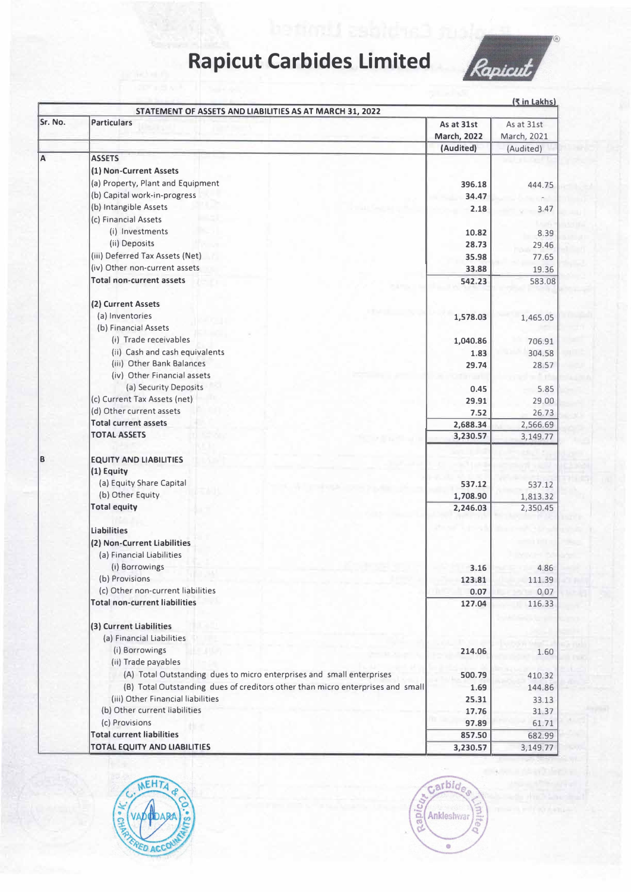# Rapicut Carbides Limited

(₹ in Lakhs)

| Sr. No. | Particulars | As at 31st March, 2022 (Audited) | As at 31st March, 2021 (Audited) |
|---|---|---|---|
| | **STATEMENT OF ASSETS AND LIABILITIES AS AT MARCH 31, 2022** | | |
| A | **ASSETS** | | |
| | **(1) Non-Current Assets** | | |
| | (a) Property, Plant and Equipment | 396.18 | 444.75 |
| | (b) Capital work-in-progress | 34.47 | - |
| | (b) Intangible Assets | 2.18 | 3.47 |
| | (c) Financial Assets | | |
| | (i) Investments | 10.82 | 8.39 |
| | (ii) Deposits | 28.73 | 29.46 |
| | (iii) Deferred Tax Assets (Net) | 35.98 | 77.65 |
| | (iv) Other non-current assets | 33.88 | 19.36 |
| | **Total non-current assets** | 542.23 | 583.08 |
| | **(2) Current Assets** | | |
| | (a) Inventories | 1,578.03 | 1,465.05 |
| | (b) Financial Assets | | |
| | (i) Trade receivables | 1,040.86 | 706.91 |
| | (ii) Cash and cash equivalents | 1.83 | 304.58 |
| | (iii) Other Bank Balances | 29.74 | 28.57 |
| | (iv) Other Financial assets | | |
| | (a) Security Deposits | 0.45 | 5.85 |
| | (c) Current Tax Assets (net) | 29.91 | 29.00 |
| | (d) Other current assets | 7.52 | 26.73 |
| | **Total current assets** | 2,688.34 | 2,566.69 |
| | **TOTAL ASSETS** | 3,230.57 | 3,149.77 |
| B | **EQUITY AND LIABILITIES** | | |
| | **(1) Equity** | | |
| | (a) Equity Share Capital | 537.12 | 537.12 |
| | (b) Other Equity | 1,708.90 | 1,813.32 |
| | **Total equity** | 2,246.03 | 2,350.45 |
| | **Liabilities** | | |
| | **(2) Non-Current Liabilities** | | |
| | (a) Financial Liabilities | | |
| | (i) Borrowings | 3.16 | 4.86 |
| | (b) Provisions | 123.81 | 111.39 |
| | (c) Other non-current liabilities | 0.07 | 0.07 |
| | **Total non-current liabilities** | 127.04 | 116.33 |
| | **(3) Current Liabilities** | | |
| | (a) Financial Liabilities | | |
| | (i) Borrowings | 214.06 | 1.60 |
| | (ii) Trade payables | | |
| | (A) Total Outstanding dues to micro enterprises and small enterprises | 500.79 | 410.32 |
| | (B) Total Outstanding dues of creditors other than micro enterprises and small | 1.69 | 144.86 |
| | (iii) Other Financial liabilities | 25.31 | 33.13 |
| | (b) Other current liabilities | 17.76 | 31.37 |
| | (c) Provisions | 97.89 | 61.71 |
| | **Total current liabilities** | 857.50 | 682.99 |
| | **TOTAL EQUITY AND LIABILITIES** | 3,230.57 | 3,149.77 |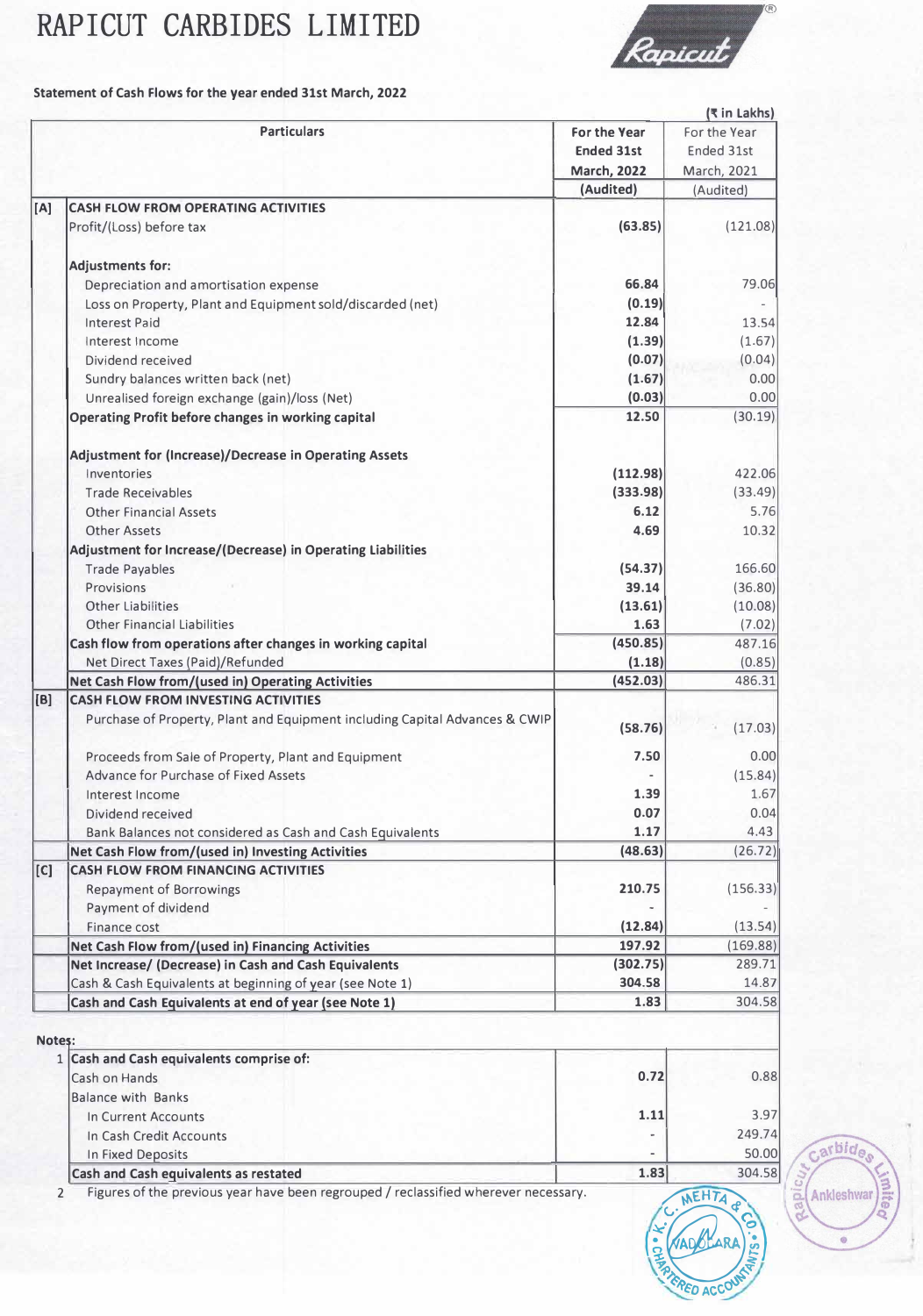# RAPICUT CARBIDES LIMITED

**Statement of Cash Flows for the year ended 31st March, 2022**

(₹ in Lakhs)

| | Particulars | For the Year Ended 31st March, 2022 (Audited) | For the Year Ended 31st March, 2021 (Audited) |
|---|---|---|---|
| [A] | **CASH FLOW FROM OPERATING ACTIVITIES** | | |
| | Profit/(Loss) before tax | **(63.85)** | (121.08) |
| | **Adjustments for:** | | |
| | Depreciation and amortisation expense | **66.84** | 79.06 |
| | Loss on Property, Plant and Equipment sold/discarded (net) | **(0.19)** | - |
| | Interest Paid | **12.84** | 13.54 |
| | Interest Income | **(1.39)** | (1.67) |
| | Dividend received | **(0.07)** | (0.04) |
| | Sundry balances written back (net) | **(1.67)** | 0.00 |
| | Unrealised foreign exchange (gain)/loss (Net) | **(0.03)** | 0.00 |
| | **Operating Profit before changes in working capital** | **12.50** | (30.19) |
| | **Adjustment for (Increase)/Decrease in Operating Assets** | | |
| | Inventories | **(112.98)** | 422.06 |
| | Trade Receivables | **(333.98)** | (33.49) |
| | Other Financial Assets | **6.12** | 5.76 |
| | Other Assets | **4.69** | 10.32 |
| | **Adjustment for Increase/(Decrease) in Operating Liabilities** | | |
| | Trade Payables | **(54.37)** | 166.60 |
| | Provisions | **39.14** | (36.80) |
| | Other Liabilities | **(13.61)** | (10.08) |
| | Other Financial Liabilities | **1.63** | (7.02) |
| | **Cash flow from operations after changes in working capital** | **(450.85)** | 487.16 |
| | Net Direct Taxes (Paid)/Refunded | **(1.18)** | (0.85) |
| | **Net Cash Flow from/(used in) Operating Activities** | **(452.03)** | 486.31 |
| [B] | **CASH FLOW FROM INVESTING ACTIVITIES** | | |
| | Purchase of Property, Plant and Equipment including Capital Advances & CWIP | **(58.76)** | (17.03) |
| | Proceeds from Sale of Property, Plant and Equipment | **7.50** | 0.00 |
| | Advance for Purchase of Fixed Assets | - | (15.84) |
| | Interest Income | **1.39** | 1.67 |
| | Dividend received | **0.07** | 0.04 |
| | Bank Balances not considered as Cash and Cash Equivalents | **1.17** | 4.43 |
| | **Net Cash Flow from/(used in) Investing Activities** | **(48.63)** | (26.72) |
| [C] | **CASH FLOW FROM FINANCING ACTIVITIES** | | |
| | Repayment of Borrowings | **210.75** | (156.33) |
| | Payment of dividend | - | - |
| | Finance cost | **(12.84)** | (13.54) |
| | **Net Cash Flow from/(used in) Financing Activities** | **197.92** | (169.88) |
| | **Net Increase/ (Decrease) in Cash and Cash Equivalents** | **(302.75)** | 289.71 |
| | Cash & Cash Equivalents at beginning of year (see Note 1) | **304.58** | 14.87 |
| | **Cash and Cash Equivalents at end of year (see Note 1)** | **1.83** | 304.58 |

**Notes:**

1. 

| **Cash and Cash equivalents comprise of:** | | |
|---|---|---|
| Cash on Hands | **0.72** | 0.88 |
| Balance with Banks | | |
| In Current Accounts | **1.11** | 3.97 |
| In Cash Credit Accounts | - | 249.74 |
| In Fixed Deposits | - | 50.00 |
| **Cash and Cash equivalents as restated** | **1.83** | 304.58 |

2. Figures of the previous year have been regrouped / reclassified wherever necessary.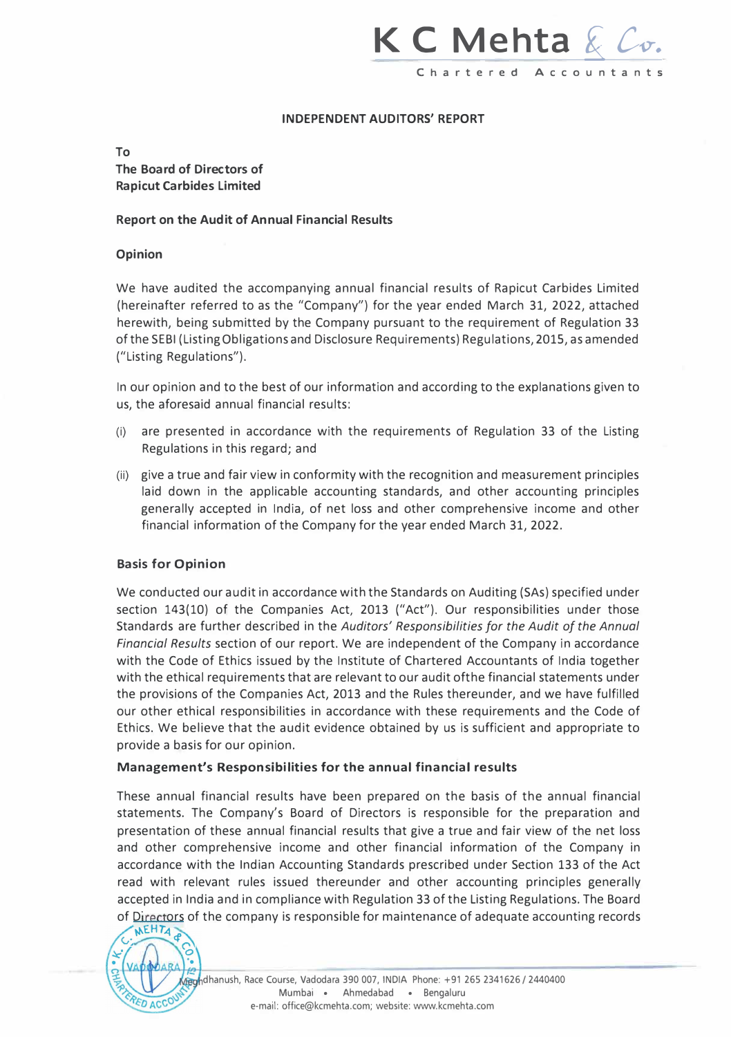**INDEPENDENT AUDITORS' REPORT**

**To**
**The Board of Directors of**
**Rapicut Carbides Limited**

**Report on the Audit of Annual Financial Results**

**Opinion**

We have audited the accompanying annual financial results of Rapicut Carbides Limited (hereinafter referred to as the "Company") for the year ended March 31, 2022, attached herewith, being submitted by the Company pursuant to the requirement of Regulation 33 of the SEBI (Listing Obligations and Disclosure Requirements) Regulations, 2015, as amended ("Listing Regulations").

In our opinion and to the best of our information and according to the explanations given to us, the aforesaid annual financial results:

(i) are presented in accordance with the requirements of Regulation 33 of the Listing Regulations in this regard; and

(ii) give a true and fair view in conformity with the recognition and measurement principles laid down in the applicable accounting standards, and other accounting principles generally accepted in India, of net loss and other comprehensive income and other financial information of the Company for the year ended March 31, 2022.

**Basis for Opinion**

We conducted our audit in accordance with the Standards on Auditing (SAs) specified under section 143(10) of the Companies Act, 2013 ("Act"). Our responsibilities under those Standards are further described in the *Auditors' Responsibilities for the Audit of the Annual Financial Results* section of our report. We are independent of the Company in accordance with the Code of Ethics issued by the Institute of Chartered Accountants of India together with the ethical requirements that are relevant to our audit ofthe financial statements under the provisions of the Companies Act, 2013 and the Rules thereunder, and we have fulfilled our other ethical responsibilities in accordance with these requirements and the Code of Ethics. We believe that the audit evidence obtained by us is sufficient and appropriate to provide a basis for our opinion.

**Management's Responsibilities for the annual financial results**

These annual financial results have been prepared on the basis of the annual financial statements. The Company's Board of Directors is responsible for the preparation and presentation of these annual financial results that give a true and fair view of the net loss and other comprehensive income and other financial information of the Company in accordance with the Indian Accounting Standards prescribed under Section 133 of the Act read with relevant rules issued thereunder and other accounting principles generally accepted in India and in compliance with Regulation 33 of the Listing Regulations. The Board of Directors of the company is responsible for maintenance of adequate accounting records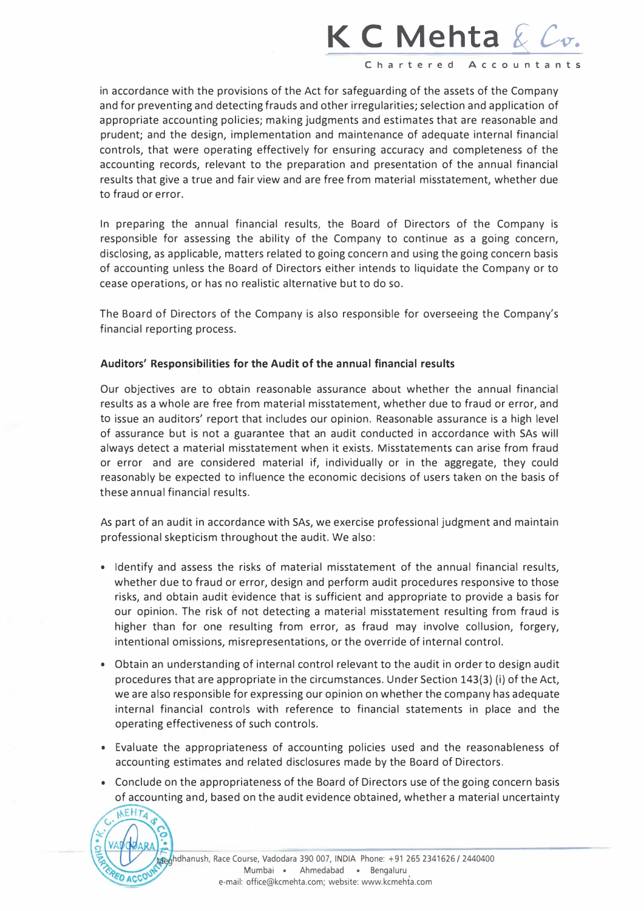in accordance with the provisions of the Act for safeguarding of the assets of the Company and for preventing and detecting frauds and other irregularities; selection and application of appropriate accounting policies; making judgments and estimates that are reasonable and prudent; and the design, implementation and maintenance of adequate internal financial controls, that were operating effectively for ensuring accuracy and completeness of the accounting records, relevant to the preparation and presentation of the annual financial results that give a true and fair view and are free from material misstatement, whether due to fraud or error.

In preparing the annual financial results, the Board of Directors of the Company is responsible for assessing the ability of the Company to continue as a going concern, disclosing, as applicable, matters related to going concern and using the going concern basis of accounting unless the Board of Directors either intends to liquidate the Company or to cease operations, or has no realistic alternative but to do so.

The Board of Directors of the Company is also responsible for overseeing the Company's financial reporting process.

**Auditors' Responsibilities for the Audit of the annual financial results**

Our objectives are to obtain reasonable assurance about whether the annual financial results as a whole are free from material misstatement, whether due to fraud or error, and to issue an auditors' report that includes our opinion. Reasonable assurance is a high level of assurance but is not a guarantee that an audit conducted in accordance with SAs will always detect a material misstatement when it exists. Misstatements can arise from fraud or error and are considered material if, individually or in the aggregate, they could reasonably be expected to influence the economic decisions of users taken on the basis of these annual financial results.

As part of an audit in accordance with SAs, we exercise professional judgment and maintain professional skepticism throughout the audit. We also:

- Identify and assess the risks of material misstatement of the annual financial results, whether due to fraud or error, design and perform audit procedures responsive to those risks, and obtain audit evidence that is sufficient and appropriate to provide a basis for our opinion. The risk of not detecting a material misstatement resulting from fraud is higher than for one resulting from error, as fraud may involve collusion, forgery, intentional omissions, misrepresentations, or the override of internal control.
- Obtain an understanding of internal control relevant to the audit in order to design audit procedures that are appropriate in the circumstances. Under Section 143(3) (i) of the Act, we are also responsible for expressing our opinion on whether the company has adequate internal financial controls with reference to financial statements in place and the operating effectiveness of such controls.
- Evaluate the appropriateness of accounting policies used and the reasonableness of accounting estimates and related disclosures made by the Board of Directors.
- Conclude on the appropriateness of the Board of Directors use of the going concern basis of accounting and, based on the audit evidence obtained, whether a material uncertainty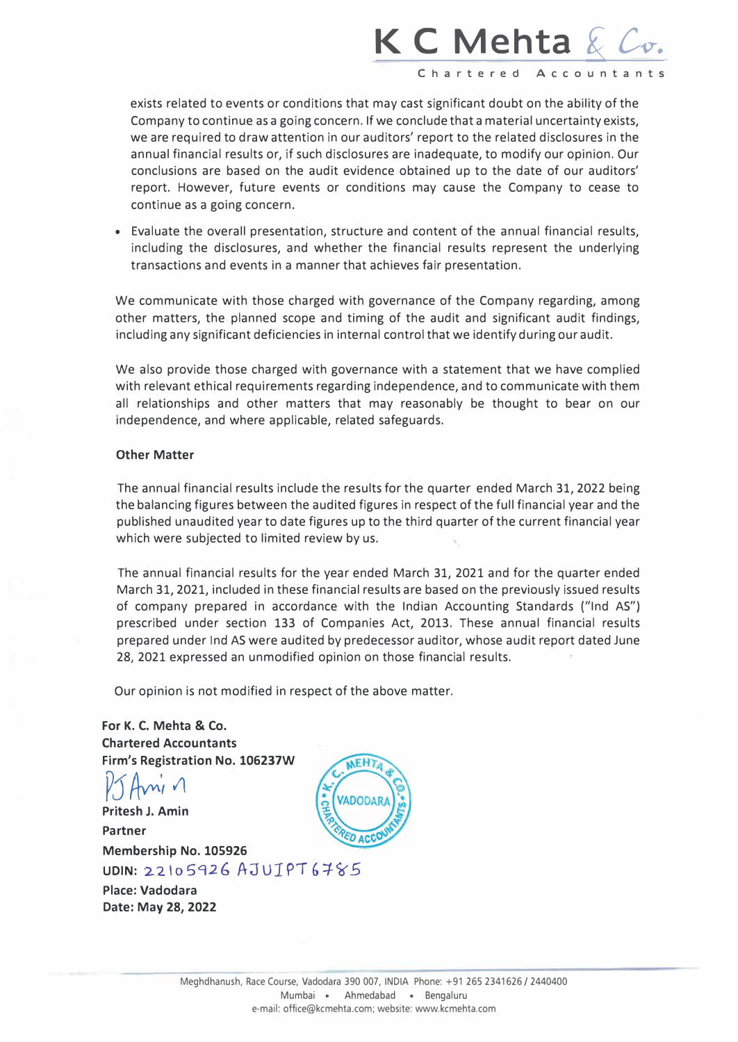exists related to events or conditions that may cast significant doubt on the ability of the Company to continue as a going concern. If we conclude that a material uncertainty exists, we are required to draw attention in our auditors' report to the related disclosures in the annual financial results or, if such disclosures are inadequate, to modify our opinion. Our conclusions are based on the audit evidence obtained up to the date of our auditors' report. However, future events or conditions may cause the Company to cease to continue as a going concern.

- Evaluate the overall presentation, structure and content of the annual financial results, including the disclosures, and whether the financial results represent the underlying transactions and events in a manner that achieves fair presentation.

We communicate with those charged with governance of the Company regarding, among other matters, the planned scope and timing of the audit and significant audit findings, including any significant deficiencies in internal control that we identify during our audit.

We also provide those charged with governance with a statement that we have complied with relevant ethical requirements regarding independence, and to communicate with them all relationships and other matters that may reasonably be thought to bear on our independence, and where applicable, related safeguards.

**Other Matter**

The annual financial results include the results for the quarter ended March 31, 2022 being the balancing figures between the audited figures in respect of the full financial year and the published unaudited year to date figures up to the third quarter of the current financial year which were subjected to limited review by us.

The annual financial results for the year ended March 31, 2021 and for the quarter ended March 31, 2021, included in these financial results are based on the previously issued results of company prepared in accordance with the Indian Accounting Standards ("Ind AS") prescribed under section 133 of Companies Act, 2013. These annual financial results prepared under Ind AS were audited by predecessor auditor, whose audit report dated June 28, 2021 expressed an unmodified opinion on those financial results.

Our opinion is not modified in respect of the above matter.

**For K. C. Mehta & Co.**
**Chartered Accountants**
**Firm's Registration No. 106237W**

**Pritesh J. Amin**
**Partner**
**Membership No. 105926**
**UDIN:** 22105926AJUJPT6785
**Place: Vadodara**
**Date: May 28, 2022**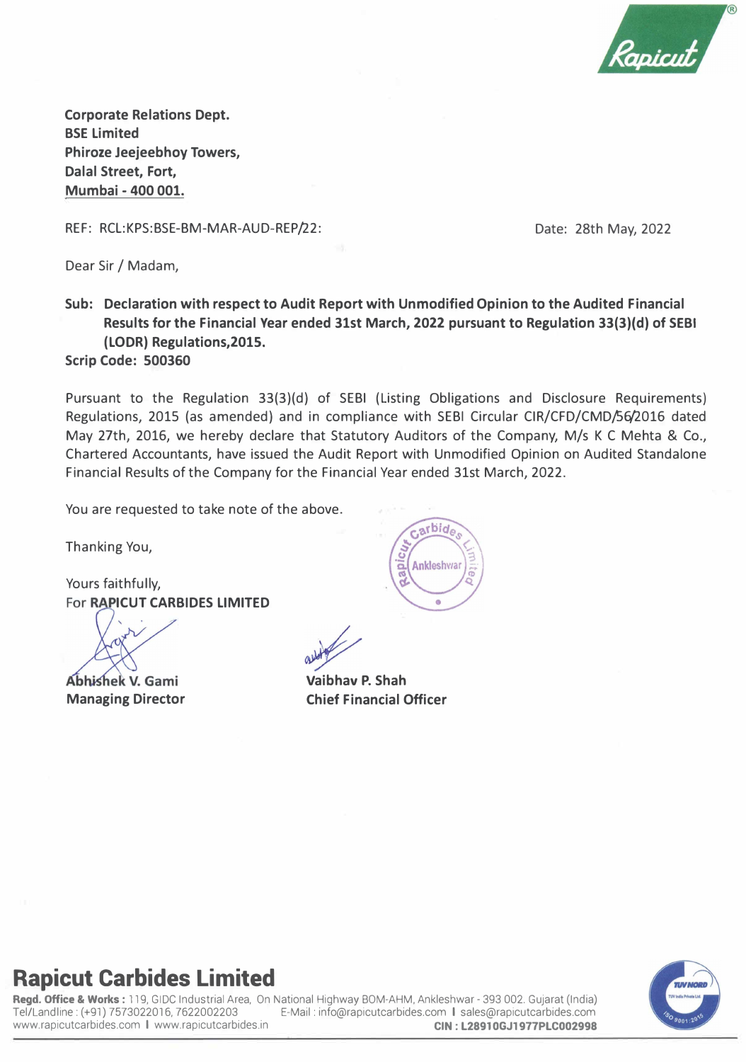Corporate Relations Dept.
BSE Limited
Phiroze Jeejeebhoy Towers,
Dalal Street, Fort,
Mumbai - 400 001.

REF: RCL:KPS:BSE-BM-MAR-AUD-REP/22:

Date: 28th May, 2022

Dear Sir / Madam,

**Sub: Declaration with respect to Audit Report with Unmodified Opinion to the Audited Financial Results for the Financial Year ended 31st March, 2022 pursuant to Regulation 33(3)(d) of SEBI (LODR) Regulations,2015.**

**Scrip Code: 500360**

Pursuant to the Regulation 33(3)(d) of SEBI (Listing Obligations and Disclosure Requirements) Regulations, 2015 (as amended) and in compliance with SEBI Circular CIR/CFD/CMD/56/2016 dated May 27th, 2016, we hereby declare that Statutory Auditors of the Company, M/s K C Mehta & Co., Chartered Accountants, have issued the Audit Report with Unmodified Opinion on Audited Standalone Financial Results of the Company for the Financial Year ended 31st March, 2022.

You are requested to take note of the above.

Thanking You,

Yours faithfully,
For **RAPICUT CARBIDES LIMITED**

**Abhishek V. Gami**
**Managing Director**

**Vaibhav P. Shah**
**Chief Financial Officer**

**Rapicut Carbides Limited**

**Regd. Office & Works :** 119, GIDC Industrial Area, On National Highway BOM-AHM, Ankleshwar - 393 002. Gujarat (India)
Tel/Landline : (+91) 7573022016, 7622002203 E-Mail : info@rapicutcarbides.com I sales@rapicutcarbides.com
www.rapicutcarbides.com I www.rapicutcarbides.in **CIN : L28910GJ1977PLC002998**